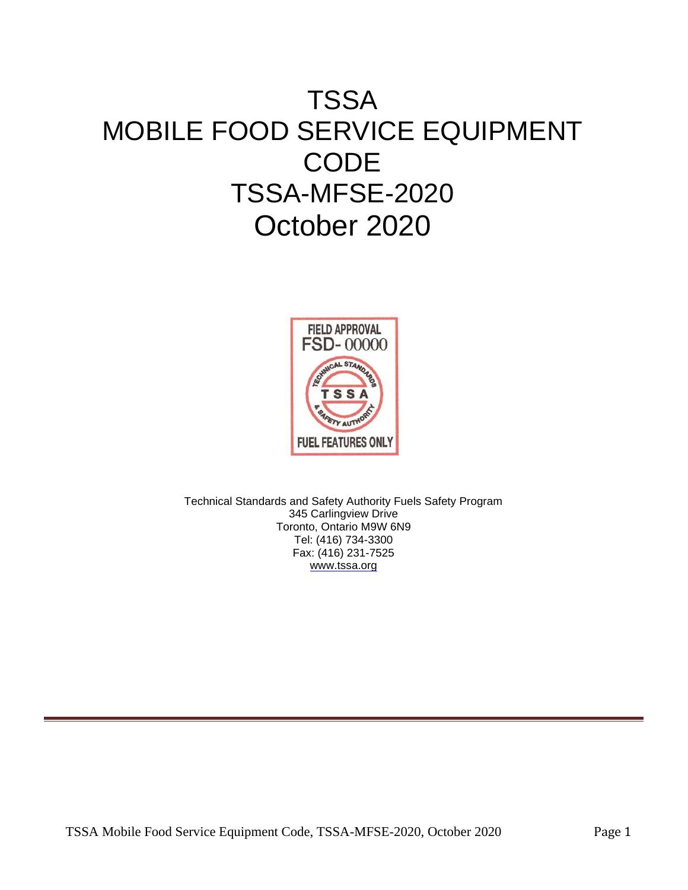# TSSA MOBILE FOOD SERVICE EQUIPMENT CODE TSSA-MFSE-2020 October 2020

FIELD APPROVAL
FSD- 00000
TECHNICAL STANDARDS
TSSA
& SAFETY AUTHORITY
FUEL FEATURES ONLY

Technical Standards and Safety Authority Fuels Safety Program
345 Carlingview Drive
Toronto, Ontario M9W 6N9
Tel: (416) 734-3300
Fax: (416) 231-7525
www.tssa.org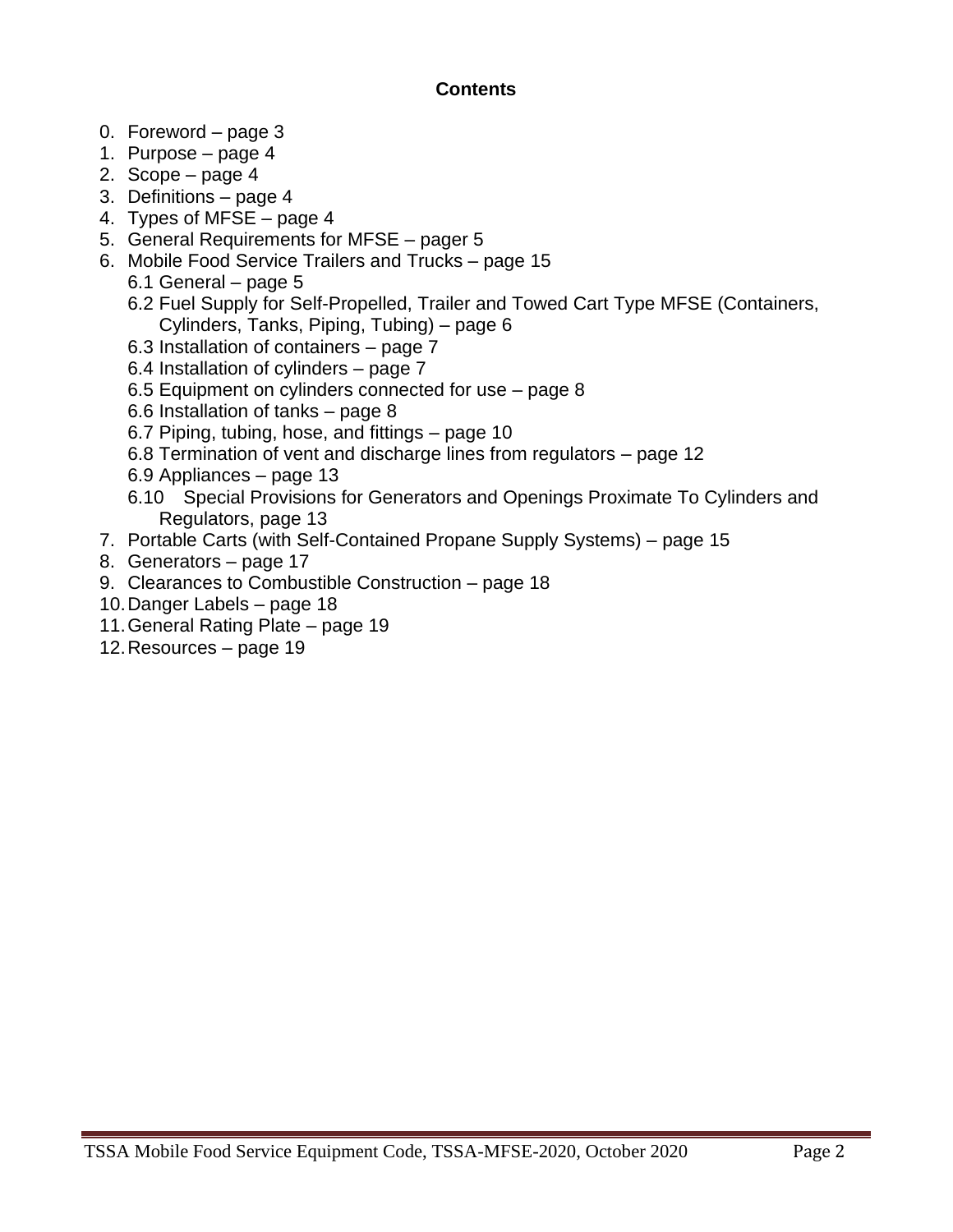**Contents**

0. Foreword – page 3
1. Purpose – page 4
2. Scope – page 4
3. Definitions – page 4
4. Types of MFSE – page 4
5. General Requirements for MFSE – pager 5
6. Mobile Food Service Trailers and Trucks – page 15
   - 6.1 General – page 5
   - 6.2 Fuel Supply for Self-Propelled, Trailer and Towed Cart Type MFSE (Containers, Cylinders, Tanks, Piping, Tubing) – page 6
   - 6.3 Installation of containers – page 7
   - 6.4 Installation of cylinders – page 7
   - 6.5 Equipment on cylinders connected for use – page 8
   - 6.6 Installation of tanks – page 8
   - 6.7 Piping, tubing, hose, and fittings – page 10
   - 6.8 Termination of vent and discharge lines from regulators – page 12
   - 6.9 Appliances – page 13
   - 6.10 Special Provisions for Generators and Openings Proximate To Cylinders and Regulators, page 13
7. Portable Carts (with Self-Contained Propane Supply Systems) – page 15
8. Generators – page 17
9. Clearances to Combustible Construction – page 18
10. Danger Labels – page 18
11. General Rating Plate – page 19
12. Resources – page 19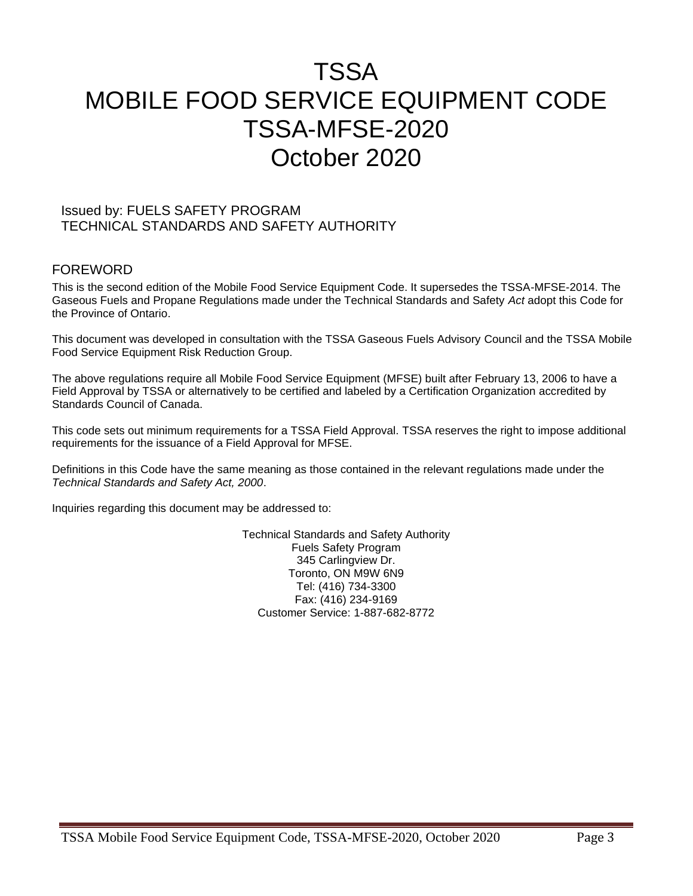# TSSA
# MOBILE FOOD SERVICE EQUIPMENT CODE
# TSSA-MFSE-2020
# October 2020

Issued by: FUELS SAFETY PROGRAM
TECHNICAL STANDARDS AND SAFETY AUTHORITY

## FOREWORD

This is the second edition of the Mobile Food Service Equipment Code. It supersedes the TSSA-MFSE-2014. The Gaseous Fuels and Propane Regulations made under the Technical Standards and Safety *Act* adopt this Code for the Province of Ontario.

This document was developed in consultation with the TSSA Gaseous Fuels Advisory Council and the TSSA Mobile Food Service Equipment Risk Reduction Group.

The above regulations require all Mobile Food Service Equipment (MFSE) built after February 13, 2006 to have a Field Approval by TSSA or alternatively to be certified and labeled by a Certification Organization accredited by Standards Council of Canada.

This code sets out minimum requirements for a TSSA Field Approval. TSSA reserves the right to impose additional requirements for the issuance of a Field Approval for MFSE.

Definitions in this Code have the same meaning as those contained in the relevant regulations made under the *Technical Standards and Safety Act, 2000*.

Inquiries regarding this document may be addressed to:

Technical Standards and Safety Authority
Fuels Safety Program
345 Carlingview Dr.
Toronto, ON M9W 6N9
Tel: (416) 734-3300
Fax: (416) 234-9169
Customer Service: 1-887-682-8772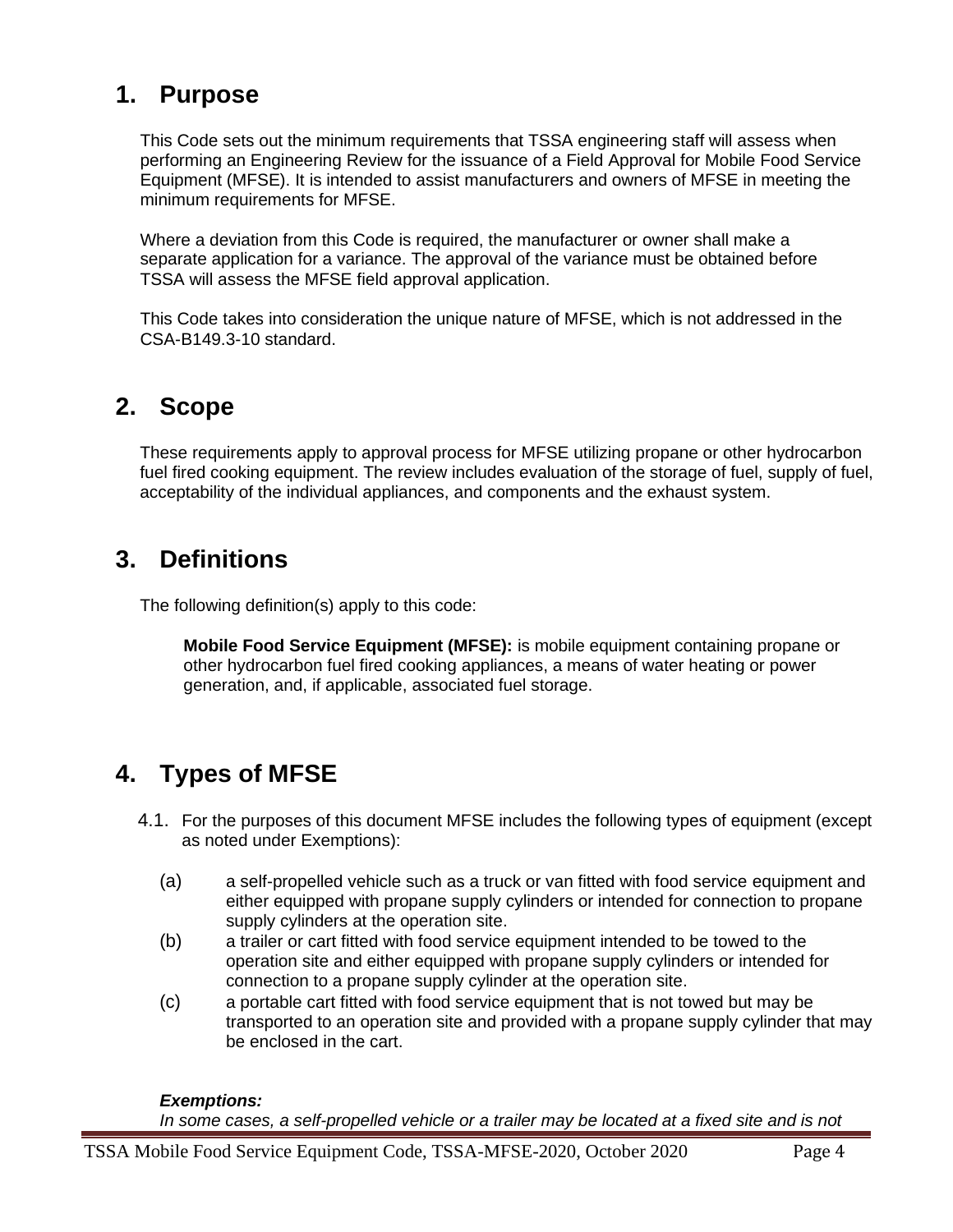## 1. Purpose

This Code sets out the minimum requirements that TSSA engineering staff will assess when performing an Engineering Review for the issuance of a Field Approval for Mobile Food Service Equipment (MFSE). It is intended to assist manufacturers and owners of MFSE in meeting the minimum requirements for MFSE.

Where a deviation from this Code is required, the manufacturer or owner shall make a separate application for a variance. The approval of the variance must be obtained before TSSA will assess the MFSE field approval application.

This Code takes into consideration the unique nature of MFSE, which is not addressed in the CSA-B149.3-10 standard.

## 2. Scope

These requirements apply to approval process for MFSE utilizing propane or other hydrocarbon fuel fired cooking equipment. The review includes evaluation of the storage of fuel, supply of fuel, acceptability of the individual appliances, and components and the exhaust system.

## 3. Definitions

The following definition(s) apply to this code:

**Mobile Food Service Equipment (MFSE):** is mobile equipment containing propane or other hydrocarbon fuel fired cooking appliances, a means of water heating or power generation, and, if applicable, associated fuel storage.

## 4. Types of MFSE

4.1. For the purposes of this document MFSE includes the following types of equipment (except as noted under Exemptions):

(a) a self-propelled vehicle such as a truck or van fitted with food service equipment and either equipped with propane supply cylinders or intended for connection to propane supply cylinders at the operation site.

(b) a trailer or cart fitted with food service equipment intended to be towed to the operation site and either equipped with propane supply cylinders or intended for connection to a propane supply cylinder at the operation site.

(c) a portable cart fitted with food service equipment that is not towed but may be transported to an operation site and provided with a propane supply cylinder that may be enclosed in the cart.

***Exemptions:***

*In some cases, a self-propelled vehicle or a trailer may be located at a fixed site and is not*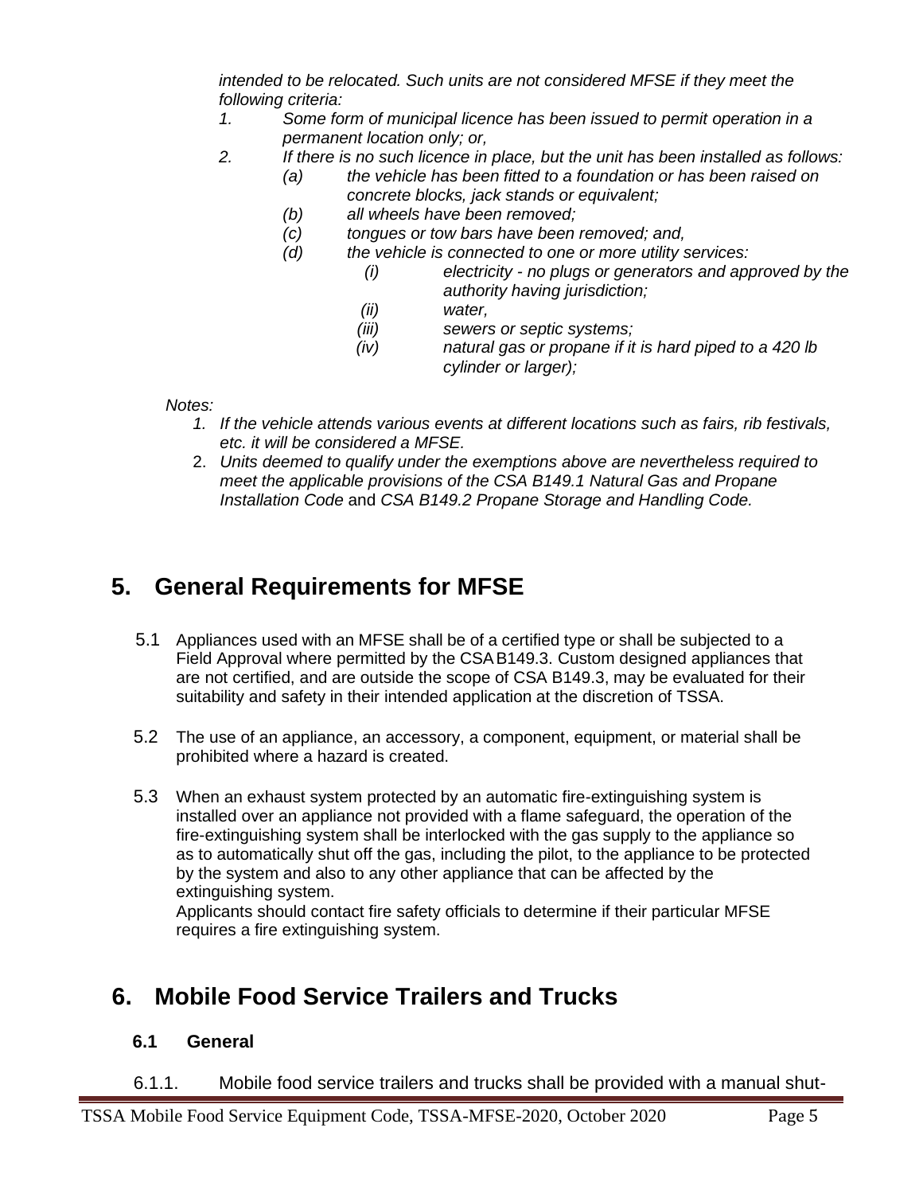*intended to be relocated. Such units are not considered MFSE if they meet the following criteria:*

1. *Some form of municipal licence has been issued to permit operation in a permanent location only; or,*
2. *If there is no such licence in place, but the unit has been installed as follows:*
   - *(a) the vehicle has been fitted to a foundation or has been raised on concrete blocks, jack stands or equivalent;*
   - *(b) all wheels have been removed;*
   - *(c) tongues or tow bars have been removed; and,*
   - *(d) the vehicle is connected to one or more utility services:*
     - *(i) electricity - no plugs or generators and approved by the authority having jurisdiction;*
     - *(ii) water,*
     - *(iii) sewers or septic systems;*
     - *(iv) natural gas or propane if it is hard piped to a 420 lb cylinder or larger);*

*Notes:*

1. *If the vehicle attends various events at different locations such as fairs, rib festivals, etc. it will be considered a MFSE.*
2. *Units deemed to qualify under the exemptions above are nevertheless required to meet the applicable provisions of the CSA B149.1 Natural Gas and Propane Installation Code* and *CSA B149.2 Propane Storage and Handling Code.*

# 5. General Requirements for MFSE

5.1 Appliances used with an MFSE shall be of a certified type or shall be subjected to a Field Approval where permitted by the CSA B149.3. Custom designed appliances that are not certified, and are outside the scope of CSA B149.3, may be evaluated for their suitability and safety in their intended application at the discretion of TSSA.

5.2 The use of an appliance, an accessory, a component, equipment, or material shall be prohibited where a hazard is created.

5.3 When an exhaust system protected by an automatic fire-extinguishing system is installed over an appliance not provided with a flame safeguard, the operation of the fire-extinguishing system shall be interlocked with the gas supply to the appliance so as to automatically shut off the gas, including the pilot, to the appliance to be protected by the system and also to any other appliance that can be affected by the extinguishing system.
Applicants should contact fire safety officials to determine if their particular MFSE requires a fire extinguishing system.

# 6. Mobile Food Service Trailers and Trucks

## 6.1 General

6.1.1. Mobile food service trailers and trucks shall be provided with a manual shut-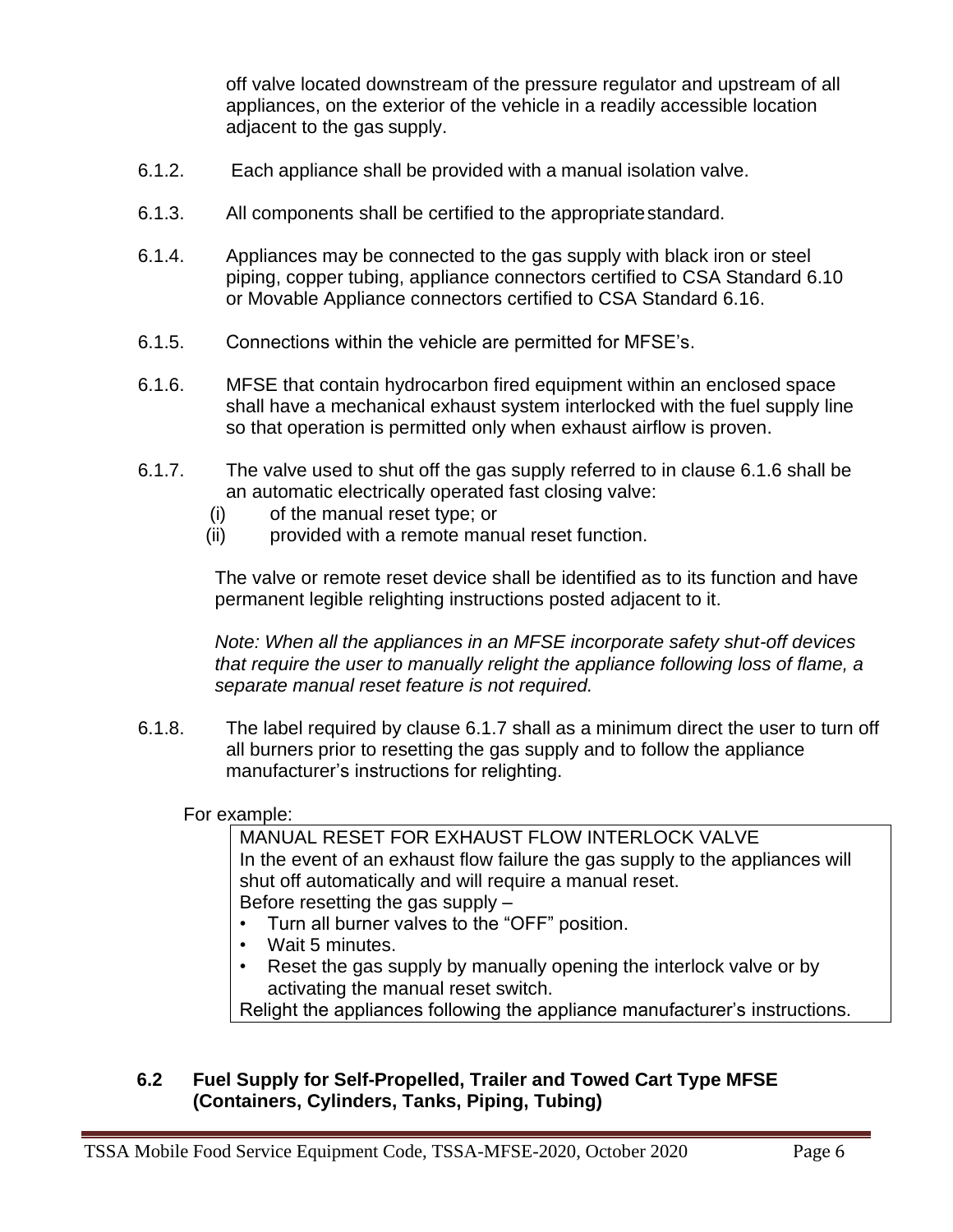off valve located downstream of the pressure regulator and upstream of all appliances, on the exterior of the vehicle in a readily accessible location adjacent to the gas supply.

6.1.2. Each appliance shall be provided with a manual isolation valve.

6.1.3. All components shall be certified to the appropriate standard.

6.1.4. Appliances may be connected to the gas supply with black iron or steel piping, copper tubing, appliance connectors certified to CSA Standard 6.10 or Movable Appliance connectors certified to CSA Standard 6.16.

6.1.5. Connections within the vehicle are permitted for MFSE's.

6.1.6. MFSE that contain hydrocarbon fired equipment within an enclosed space shall have a mechanical exhaust system interlocked with the fuel supply line so that operation is permitted only when exhaust airflow is proven.

6.1.7. The valve used to shut off the gas supply referred to in clause 6.1.6 shall be an automatic electrically operated fast closing valve:

(i) of the manual reset type; or
(ii) provided with a remote manual reset function.

The valve or remote reset device shall be identified as to its function and have permanent legible relighting instructions posted adjacent to it.

*Note: When all the appliances in an MFSE incorporate safety shut-off devices that require the user to manually relight the appliance following loss of flame, a separate manual reset feature is not required.*

6.1.8. The label required by clause 6.1.7 shall as a minimum direct the user to turn off all burners prior to resetting the gas supply and to follow the appliance manufacturer's instructions for relighting.

For example:

| MANUAL RESET FOR EXHAUST FLOW INTERLOCK VALVE<br>In the event of an exhaust flow failure the gas supply to the appliances will shut off automatically and will require a manual reset.<br>Before resetting the gas supply –<br>• Turn all burner valves to the "OFF" position.<br>• Wait 5 minutes.<br>• Reset the gas supply by manually opening the interlock valve or by activating the manual reset switch.<br>Relight the appliances following the appliance manufacturer's instructions. |
|---|

### 6.2 Fuel Supply for Self-Propelled, Trailer and Towed Cart Type MFSE (Containers, Cylinders, Tanks, Piping, Tubing)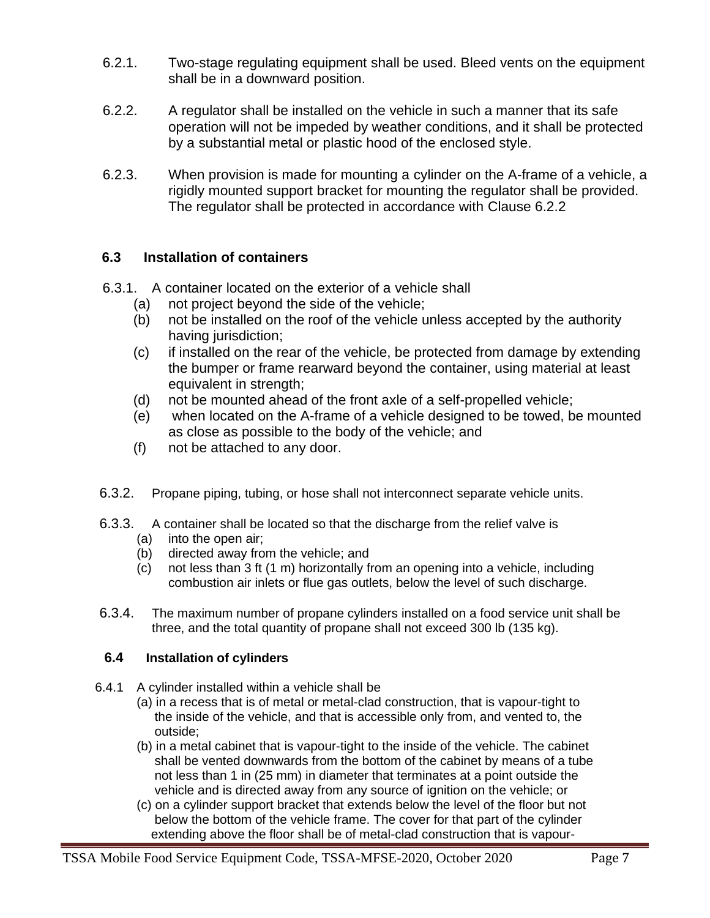6.2.1. Two-stage regulating equipment shall be used. Bleed vents on the equipment shall be in a downward position.

6.2.2. A regulator shall be installed on the vehicle in such a manner that its safe operation will not be impeded by weather conditions, and it shall be protected by a substantial metal or plastic hood of the enclosed style.

6.2.3. When provision is made for mounting a cylinder on the A-frame of a vehicle, a rigidly mounted support bracket for mounting the regulator shall be provided. The regulator shall be protected in accordance with Clause 6.2.2

## 6.3 Installation of containers

6.3.1. A container located on the exterior of a vehicle shall

- (a) not project beyond the side of the vehicle;
- (b) not be installed on the roof of the vehicle unless accepted by the authority having jurisdiction;
- (c) if installed on the rear of the vehicle, be protected from damage by extending the bumper or frame rearward beyond the container, using material at least equivalent in strength;
- (d) not be mounted ahead of the front axle of a self-propelled vehicle;
- (e) when located on the A-frame of a vehicle designed to be towed, be mounted as close as possible to the body of the vehicle; and
- (f) not be attached to any door.

6.3.2. Propane piping, tubing, or hose shall not interconnect separate vehicle units.

6.3.3. A container shall be located so that the discharge from the relief valve is

- (a) into the open air;
- (b) directed away from the vehicle; and
- (c) not less than 3 ft (1 m) horizontally from an opening into a vehicle, including combustion air inlets or flue gas outlets, below the level of such discharge.

6.3.4. The maximum number of propane cylinders installed on a food service unit shall be three, and the total quantity of propane shall not exceed 300 lb (135 kg).

## 6.4 Installation of cylinders

6.4.1 A cylinder installed within a vehicle shall be

- (a) in a recess that is of metal or metal-clad construction, that is vapour-tight to the inside of the vehicle, and that is accessible only from, and vented to, the outside;
- (b) in a metal cabinet that is vapour-tight to the inside of the vehicle. The cabinet shall be vented downwards from the bottom of the cabinet by means of a tube not less than 1 in (25 mm) in diameter that terminates at a point outside the vehicle and is directed away from any source of ignition on the vehicle; or
- (c) on a cylinder support bracket that extends below the level of the floor but not below the bottom of the vehicle frame. The cover for that part of the cylinder extending above the floor shall be of metal-clad construction that is vapour-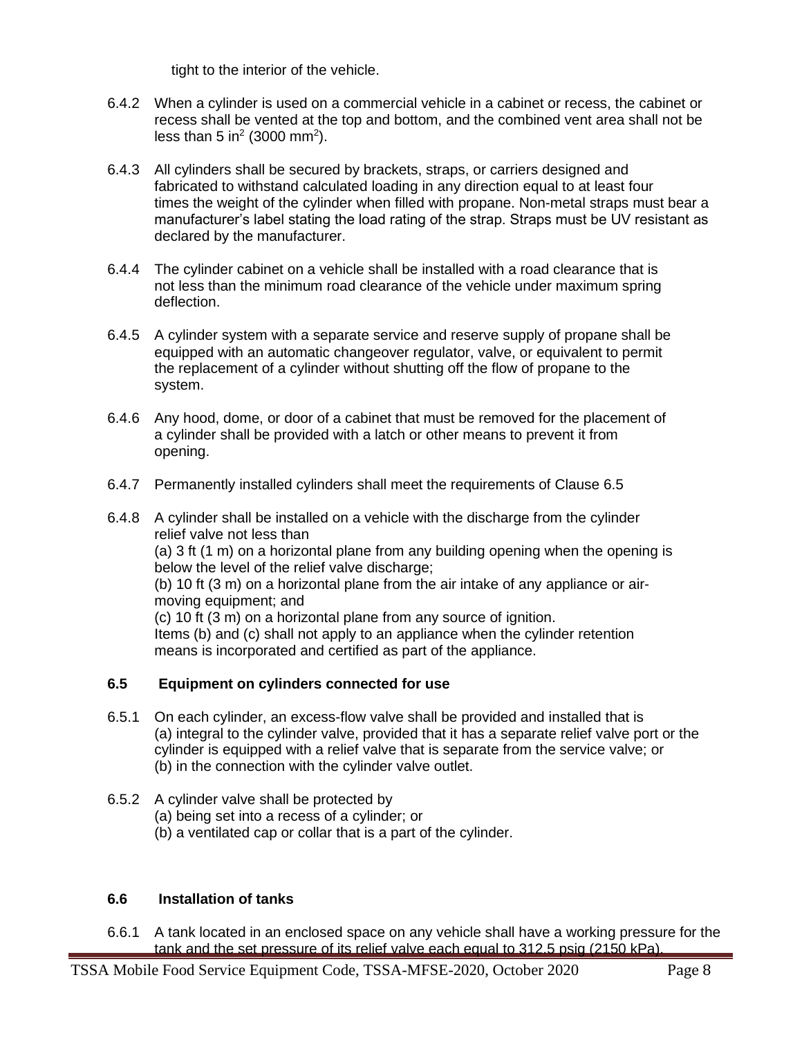tight to the interior of the vehicle.

6.4.2 When a cylinder is used on a commercial vehicle in a cabinet or recess, the cabinet or recess shall be vented at the top and bottom, and the combined vent area shall not be less than 5 $in^2$ (3000 $mm^2$).

6.4.3 All cylinders shall be secured by brackets, straps, or carriers designed and fabricated to withstand calculated loading in any direction equal to at least four times the weight of the cylinder when filled with propane. Non-metal straps must bear a manufacturer's label stating the load rating of the strap. Straps must be UV resistant as declared by the manufacturer.

6.4.4 The cylinder cabinet on a vehicle shall be installed with a road clearance that is not less than the minimum road clearance of the vehicle under maximum spring deflection.

6.4.5 A cylinder system with a separate service and reserve supply of propane shall be equipped with an automatic changeover regulator, valve, or equivalent to permit the replacement of a cylinder without shutting off the flow of propane to the system.

6.4.6 Any hood, dome, or door of a cabinet that must be removed for the placement of a cylinder shall be provided with a latch or other means to prevent it from opening.

6.4.7 Permanently installed cylinders shall meet the requirements of Clause 6.5

6.4.8 A cylinder shall be installed on a vehicle with the discharge from the cylinder relief valve not less than
(a) 3 ft (1 m) on a horizontal plane from any building opening when the opening is below the level of the relief valve discharge;
(b) 10 ft (3 m) on a horizontal plane from the air intake of any appliance or air-moving equipment; and
(c) 10 ft (3 m) on a horizontal plane from any source of ignition.
Items (b) and (c) shall not apply to an appliance when the cylinder retention means is incorporated and certified as part of the appliance.

### 6.5 Equipment on cylinders connected for use

6.5.1 On each cylinder, an excess-flow valve shall be provided and installed that is
(a) integral to the cylinder valve, provided that it has a separate relief valve port or the cylinder is equipped with a relief valve that is separate from the service valve; or
(b) in the connection with the cylinder valve outlet.

6.5.2 A cylinder valve shall be protected by
(a) being set into a recess of a cylinder; or
(b) a ventilated cap or collar that is a part of the cylinder.

### 6.6 Installation of tanks

6.6.1 A tank located in an enclosed space on any vehicle shall have a working pressure for the tank and the set pressure of its relief valve each equal to 312.5 psig (2150 kPa).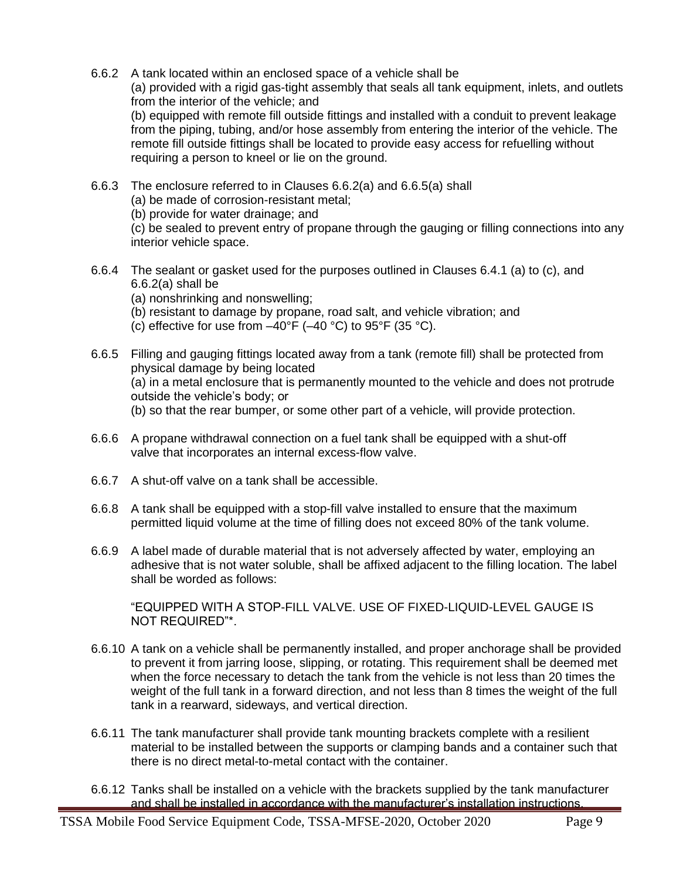6.6.2 A tank located within an enclosed space of a vehicle shall be
(a) provided with a rigid gas-tight assembly that seals all tank equipment, inlets, and outlets from the interior of the vehicle; and
(b) equipped with remote fill outside fittings and installed with a conduit to prevent leakage from the piping, tubing, and/or hose assembly from entering the interior of the vehicle. The remote fill outside fittings shall be located to provide easy access for refuelling without requiring a person to kneel or lie on the ground.

6.6.3 The enclosure referred to in Clauses 6.6.2(a) and 6.6.5(a) shall
(a) be made of corrosion-resistant metal;
(b) provide for water drainage; and
(c) be sealed to prevent entry of propane through the gauging or filling connections into any interior vehicle space.

6.6.4 The sealant or gasket used for the purposes outlined in Clauses 6.4.1 (a) to (c), and 6.6.2(a) shall be
(a) nonshrinking and nonswelling;
(b) resistant to damage by propane, road salt, and vehicle vibration; and
(c) effective for use from –40°F (–40 °C) to 95°F (35 °C).

6.6.5 Filling and gauging fittings located away from a tank (remote fill) shall be protected from physical damage by being located
(a) in a metal enclosure that is permanently mounted to the vehicle and does not protrude outside the vehicle's body; or
(b) so that the rear bumper, or some other part of a vehicle, will provide protection.

6.6.6 A propane withdrawal connection on a fuel tank shall be equipped with a shut-off valve that incorporates an internal excess-flow valve.

6.6.7 A shut-off valve on a tank shall be accessible.

6.6.8 A tank shall be equipped with a stop-fill valve installed to ensure that the maximum permitted liquid volume at the time of filling does not exceed 80% of the tank volume.

6.6.9 A label made of durable material that is not adversely affected by water, employing an adhesive that is not water soluble, shall be affixed adjacent to the filling location. The label shall be worded as follows:

"EQUIPPED WITH A STOP-FILL VALVE. USE OF FIXED-LIQUID-LEVEL GAUGE IS NOT REQUIRED"*.

6.6.10 A tank on a vehicle shall be permanently installed, and proper anchorage shall be provided to prevent it from jarring loose, slipping, or rotating. This requirement shall be deemed met when the force necessary to detach the tank from the vehicle is not less than 20 times the weight of the full tank in a forward direction, and not less than 8 times the weight of the full tank in a rearward, sideways, and vertical direction.

6.6.11 The tank manufacturer shall provide tank mounting brackets complete with a resilient material to be installed between the supports or clamping bands and a container such that there is no direct metal-to-metal contact with the container.

6.6.12 Tanks shall be installed on a vehicle with the brackets supplied by the tank manufacturer and shall be installed in accordance with the manufacturer's installation instructions.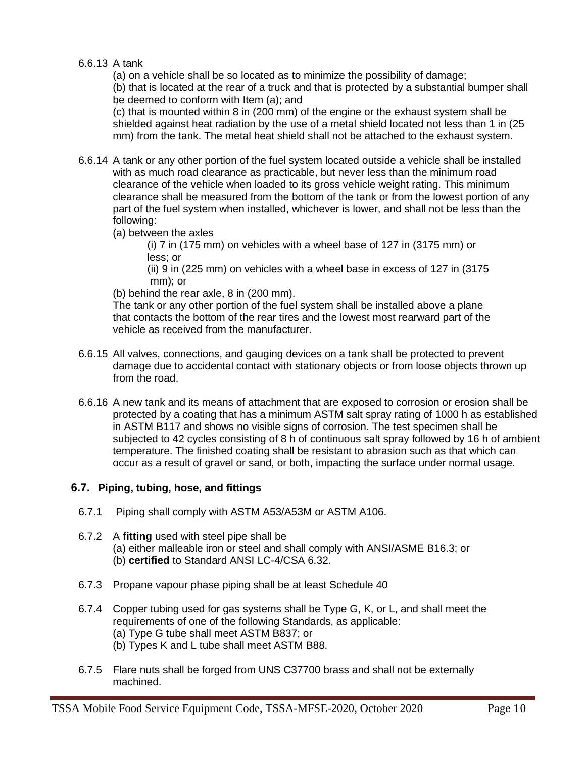6.6.13 A tank

(a) on a vehicle shall be so located as to minimize the possibility of damage;

(b) that is located at the rear of a truck and that is protected by a substantial bumper shall be deemed to conform with Item (a); and

(c) that is mounted within 8 in (200 mm) of the engine or the exhaust system shall be shielded against heat radiation by the use of a metal shield located not less than 1 in (25 mm) from the tank. The metal heat shield shall not be attached to the exhaust system.

6.6.14 A tank or any other portion of the fuel system located outside a vehicle shall be installed with as much road clearance as practicable, but never less than the minimum road clearance of the vehicle when loaded to its gross vehicle weight rating. This minimum clearance shall be measured from the bottom of the tank or from the lowest portion of any part of the fuel system when installed, whichever is lower, and shall not be less than the following:

(a) between the axles

(i) 7 in (175 mm) on vehicles with a wheel base of 127 in (3175 mm) or less; or

(ii) 9 in (225 mm) on vehicles with a wheel base in excess of 127 in (3175 mm); or

(b) behind the rear axle, 8 in (200 mm).

The tank or any other portion of the fuel system shall be installed above a plane that contacts the bottom of the rear tires and the lowest most rearward part of the vehicle as received from the manufacturer.

6.6.15 All valves, connections, and gauging devices on a tank shall be protected to prevent damage due to accidental contact with stationary objects or from loose objects thrown up from the road.

6.6.16 A new tank and its means of attachment that are exposed to corrosion or erosion shall be protected by a coating that has a minimum ASTM salt spray rating of 1000 h as established in ASTM B117 and shows no visible signs of corrosion. The test specimen shall be subjected to 42 cycles consisting of 8 h of continuous salt spray followed by 16 h of ambient temperature. The finished coating shall be resistant to abrasion such as that which can occur as a result of gravel or sand, or both, impacting the surface under normal usage.

## 6.7. Piping, tubing, hose, and fittings

6.7.1 Piping shall comply with ASTM A53/A53M or ASTM A106.

6.7.2 A **fitting** used with steel pipe shall be

(a) either malleable iron or steel and shall comply with ANSI/ASME B16.3; or

(b) **certified** to Standard ANSI LC-4/CSA 6.32.

6.7.3 Propane vapour phase piping shall be at least Schedule 40

6.7.4 Copper tubing used for gas systems shall be Type G, K, or L, and shall meet the requirements of one of the following Standards, as applicable:

(a) Type G tube shall meet ASTM B837; or

(b) Types K and L tube shall meet ASTM B88.

6.7.5 Flare nuts shall be forged from UNS C37700 brass and shall not be externally machined.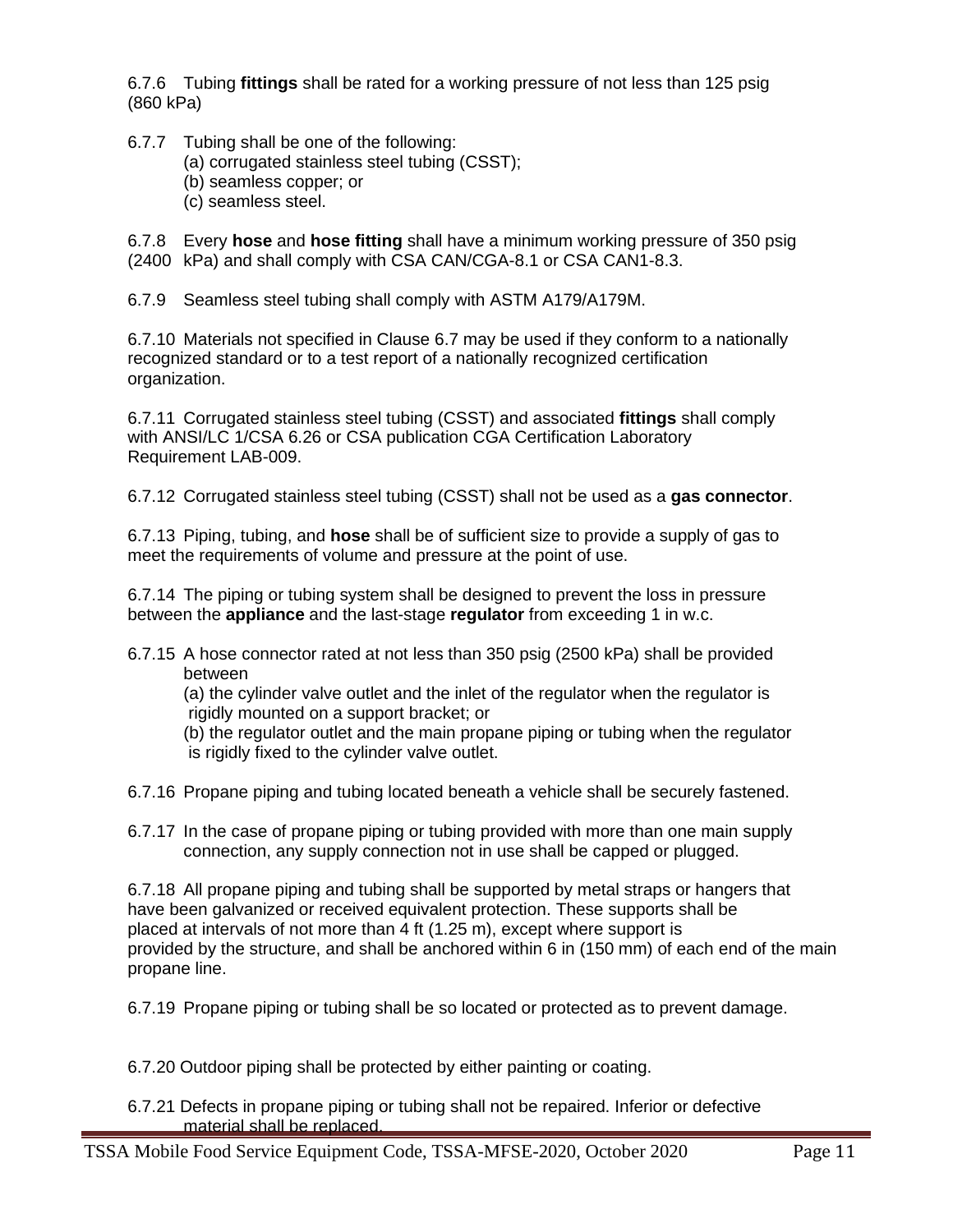6.7.6 Tubing **fittings** shall be rated for a working pressure of not less than 125 psig (860 kPa)

6.7.7 Tubing shall be one of the following:
(a) corrugated stainless steel tubing (CSST);
(b) seamless copper; or
(c) seamless steel.

6.7.8 Every **hose** and **hose fitting** shall have a minimum working pressure of 350 psig (2400 kPa) and shall comply with CSA CAN/CGA-8.1 or CSA CAN1-8.3.

6.7.9 Seamless steel tubing shall comply with ASTM A179/A179M.

6.7.10 Materials not specified in Clause 6.7 may be used if they conform to a nationally recognized standard or to a test report of a nationally recognized certification organization.

6.7.11 Corrugated stainless steel tubing (CSST) and associated **fittings** shall comply with ANSI/LC 1/CSA 6.26 or CSA publication CGA Certification Laboratory Requirement LAB-009.

6.7.12 Corrugated stainless steel tubing (CSST) shall not be used as a **gas connector**.

6.7.13 Piping, tubing, and **hose** shall be of sufficient size to provide a supply of gas to meet the requirements of volume and pressure at the point of use.

6.7.14 The piping or tubing system shall be designed to prevent the loss in pressure between the **appliance** and the last-stage **regulator** from exceeding 1 in w.c.

6.7.15 A hose connector rated at not less than 350 psig (2500 kPa) shall be provided between
(a) the cylinder valve outlet and the inlet of the regulator when the regulator is rigidly mounted on a support bracket; or
(b) the regulator outlet and the main propane piping or tubing when the regulator is rigidly fixed to the cylinder valve outlet.

6.7.16 Propane piping and tubing located beneath a vehicle shall be securely fastened.

6.7.17 In the case of propane piping or tubing provided with more than one main supply connection, any supply connection not in use shall be capped or plugged.

6.7.18 All propane piping and tubing shall be supported by metal straps or hangers that have been galvanized or received equivalent protection. These supports shall be placed at intervals of not more than 4 ft (1.25 m), except where support is provided by the structure, and shall be anchored within 6 in (150 mm) of each end of the main propane line.

6.7.19 Propane piping or tubing shall be so located or protected as to prevent damage.

6.7.20 Outdoor piping shall be protected by either painting or coating.

6.7.21 Defects in propane piping or tubing shall not be repaired. Inferior or defective material shall be replaced.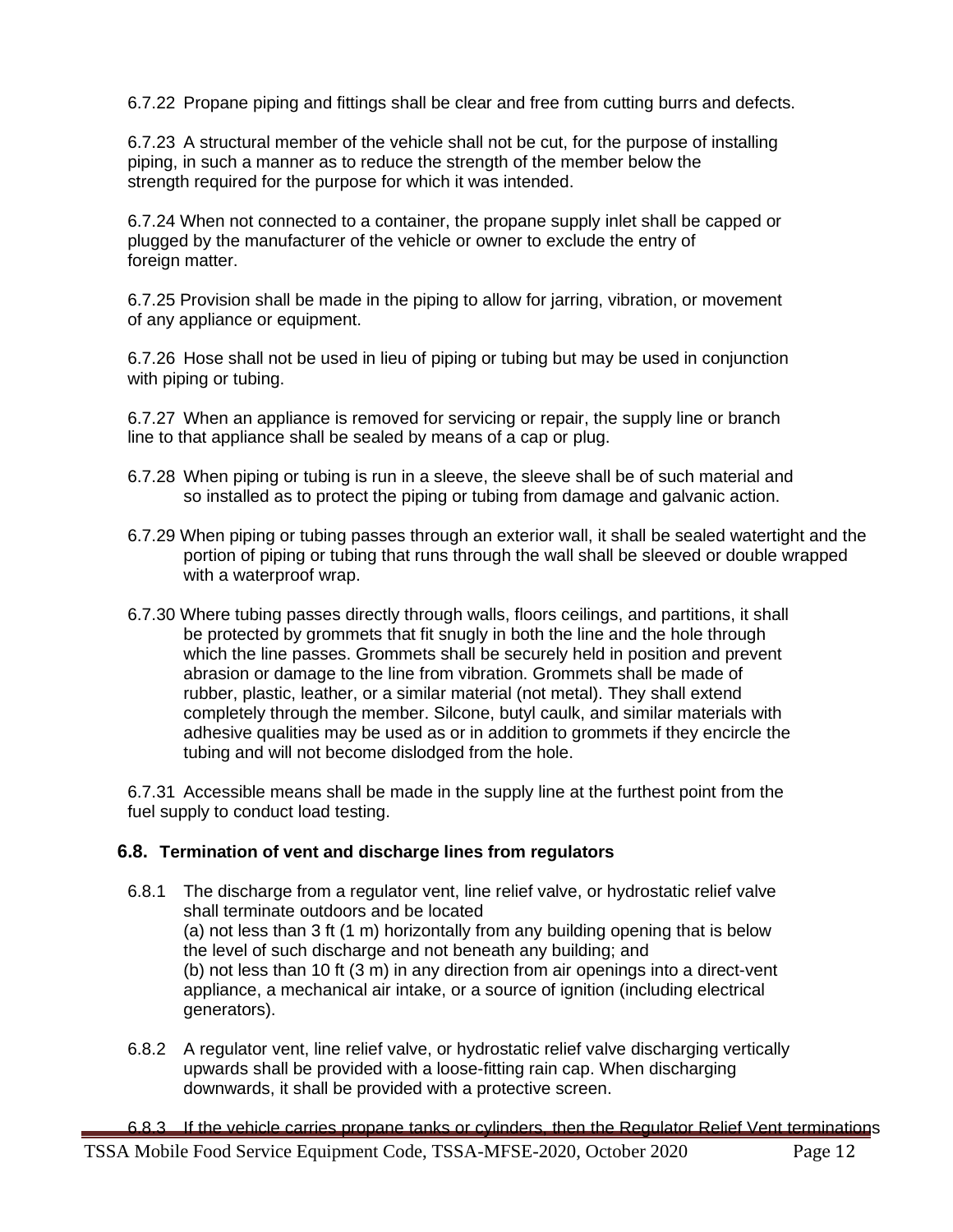6.7.22 Propane piping and fittings shall be clear and free from cutting burrs and defects.

6.7.23 A structural member of the vehicle shall not be cut, for the purpose of installing piping, in such a manner as to reduce the strength of the member below the strength required for the purpose for which it was intended.

6.7.24 When not connected to a container, the propane supply inlet shall be capped or plugged by the manufacturer of the vehicle or owner to exclude the entry of foreign matter.

6.7.25 Provision shall be made in the piping to allow for jarring, vibration, or movement of any appliance or equipment.

6.7.26 Hose shall not be used in lieu of piping or tubing but may be used in conjunction with piping or tubing.

6.7.27 When an appliance is removed for servicing or repair, the supply line or branch line to that appliance shall be sealed by means of a cap or plug.

6.7.28 When piping or tubing is run in a sleeve, the sleeve shall be of such material and so installed as to protect the piping or tubing from damage and galvanic action.

6.7.29 When piping or tubing passes through an exterior wall, it shall be sealed watertight and the portion of piping or tubing that runs through the wall shall be sleeved or double wrapped with a waterproof wrap.

6.7.30 Where tubing passes directly through walls, floors ceilings, and partitions, it shall be protected by grommets that fit snugly in both the line and the hole through which the line passes. Grommets shall be securely held in position and prevent abrasion or damage to the line from vibration. Grommets shall be made of rubber, plastic, leather, or a similar material (not metal). They shall extend completely through the member. Silcone, butyl caulk, and similar materials with adhesive qualities may be used as or in addition to grommets if they encircle the tubing and will not become dislodged from the hole.

6.7.31 Accessible means shall be made in the supply line at the furthest point from the fuel supply to conduct load testing.

## 6.8. Termination of vent and discharge lines from regulators

6.8.1 The discharge from a regulator vent, line relief valve, or hydrostatic relief valve shall terminate outdoors and be located
(a) not less than 3 ft (1 m) horizontally from any building opening that is below the level of such discharge and not beneath any building; and
(b) not less than 10 ft (3 m) in any direction from air openings into a direct-vent appliance, a mechanical air intake, or a source of ignition (including electrical generators).

6.8.2 A regulator vent, line relief valve, or hydrostatic relief valve discharging vertically upwards shall be provided with a loose-fitting rain cap. When discharging downwards, it shall be provided with a protective screen.

6.8.3 If the vehicle carries propane tanks or cylinders, then the Regulator Relief Vent terminations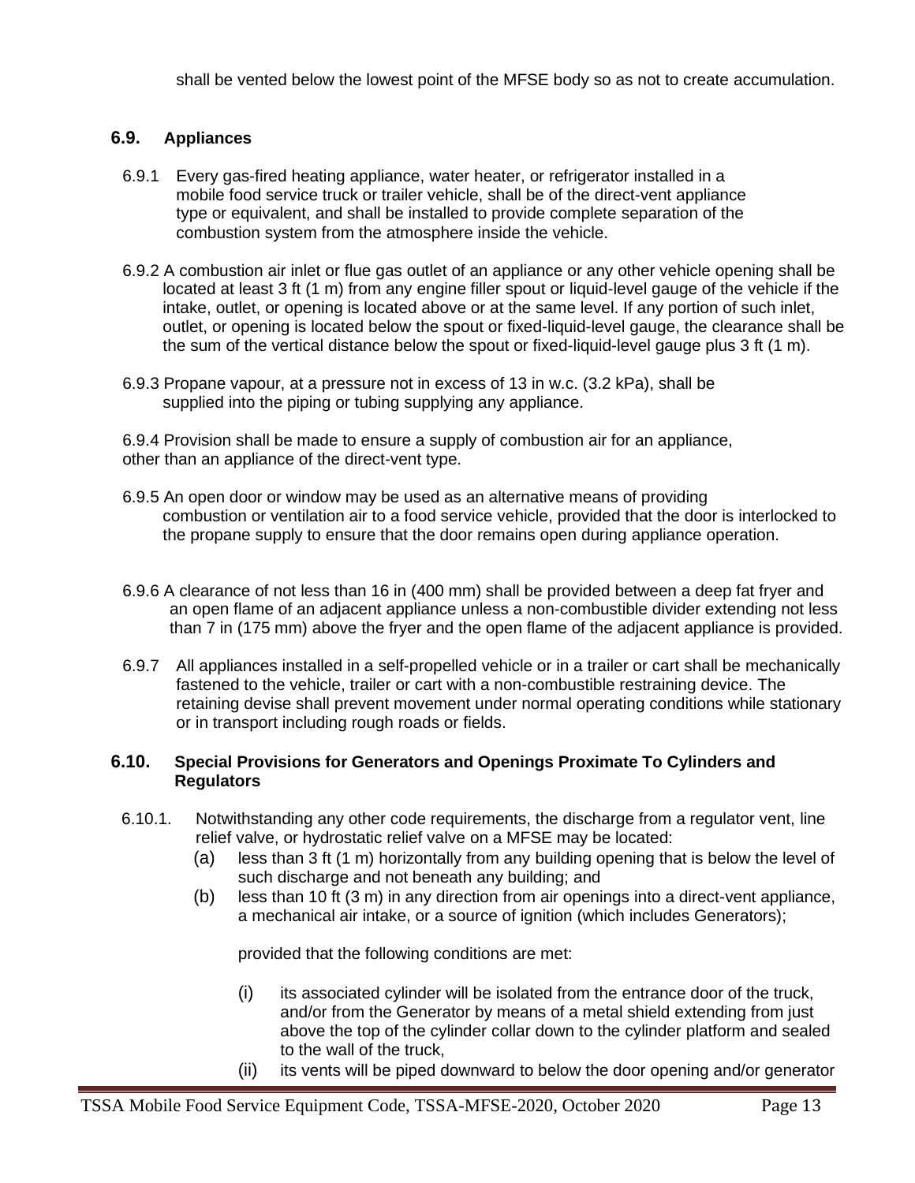shall be vented below the lowest point of the MFSE body so as not to create accumulation.

## 6.9. Appliances

6.9.1 Every gas-fired heating appliance, water heater, or refrigerator installed in a mobile food service truck or trailer vehicle, shall be of the direct-vent appliance type or equivalent, and shall be installed to provide complete separation of the combustion system from the atmosphere inside the vehicle.

6.9.2 A combustion air inlet or flue gas outlet of an appliance or any other vehicle opening shall be located at least 3 ft (1 m) from any engine filler spout or liquid-level gauge of the vehicle if the intake, outlet, or opening is located above or at the same level. If any portion of such inlet, outlet, or opening is located below the spout or fixed-liquid-level gauge, the clearance shall be the sum of the vertical distance below the spout or fixed-liquid-level gauge plus 3 ft (1 m).

6.9.3 Propane vapour, at a pressure not in excess of 13 in w.c. (3.2 kPa), shall be supplied into the piping or tubing supplying any appliance.

6.9.4 Provision shall be made to ensure a supply of combustion air for an appliance, other than an appliance of the direct-vent type.

6.9.5 An open door or window may be used as an alternative means of providing combustion or ventilation air to a food service vehicle, provided that the door is interlocked to the propane supply to ensure that the door remains open during appliance operation.

6.9.6 A clearance of not less than 16 in (400 mm) shall be provided between a deep fat fryer and an open flame of an adjacent appliance unless a non-combustible divider extending not less than 7 in (175 mm) above the fryer and the open flame of the adjacent appliance is provided.

6.9.7 All appliances installed in a self-propelled vehicle or in a trailer or cart shall be mechanically fastened to the vehicle, trailer or cart with a non-combustible restraining device. The retaining devise shall prevent movement under normal operating conditions while stationary or in transport including rough roads or fields.

## 6.10. Special Provisions for Generators and Openings Proximate To Cylinders and Regulators

6.10.1. Notwithstanding any other code requirements, the discharge from a regulator vent, line relief valve, or hydrostatic relief valve on a MFSE may be located:

(a) less than 3 ft (1 m) horizontally from any building opening that is below the level of such discharge and not beneath any building; and

(b) less than 10 ft (3 m) in any direction from air openings into a direct-vent appliance, a mechanical air intake, or a source of ignition (which includes Generators);

provided that the following conditions are met:

(i) its associated cylinder will be isolated from the entrance door of the truck, and/or from the Generator by means of a metal shield extending from just above the top of the cylinder collar down to the cylinder platform and sealed to the wall of the truck,

(ii) its vents will be piped downward to below the door opening and/or generator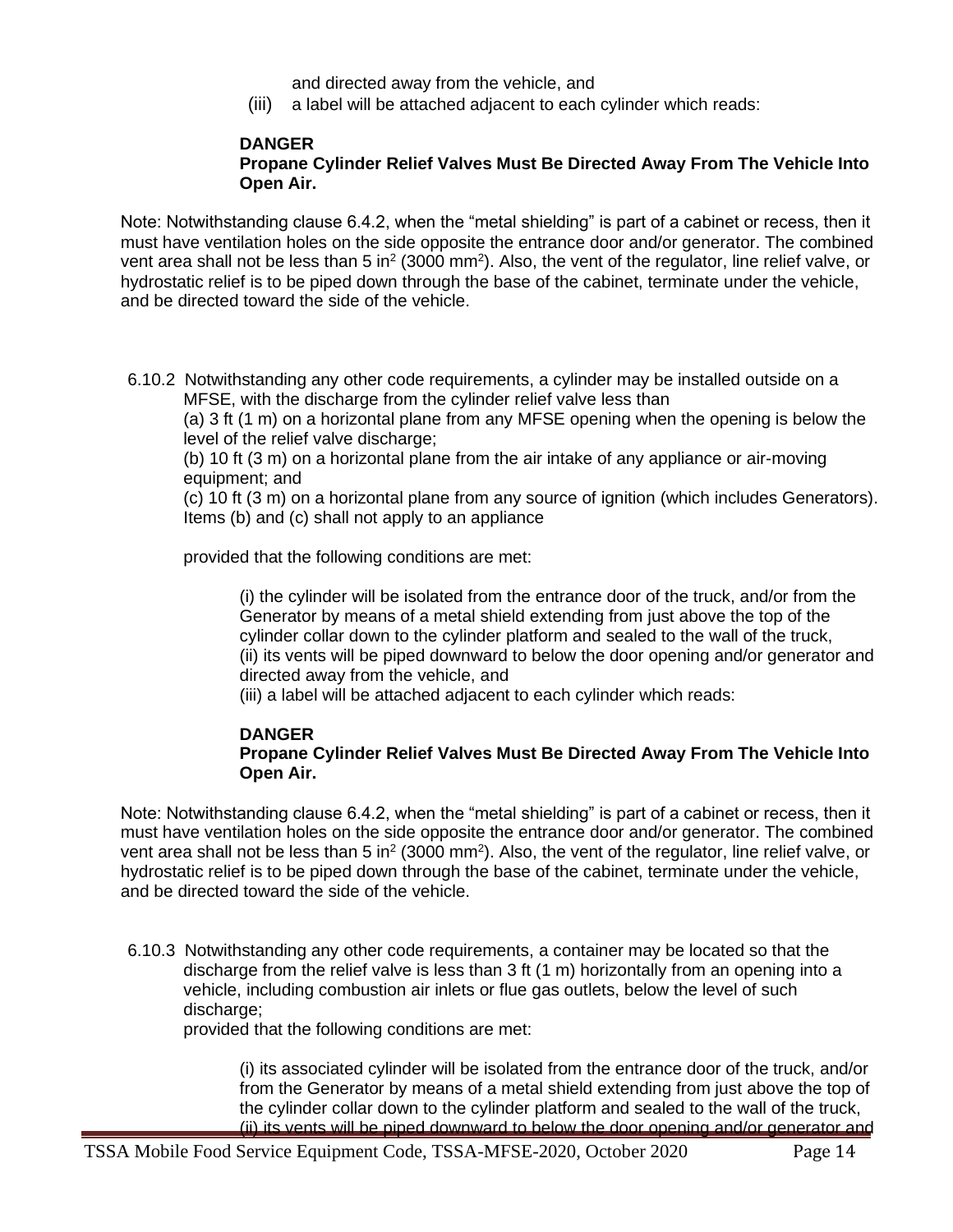and directed away from the vehicle, and

(iii) a label will be attached adjacent to each cylinder which reads:

**DANGER**
**Propane Cylinder Relief Valves Must Be Directed Away From The Vehicle Into Open Air.**

Note: Notwithstanding clause 6.4.2, when the "metal shielding" is part of a cabinet or recess, then it must have ventilation holes on the side opposite the entrance door and/or generator. The combined vent area shall not be less than 5 in$^2$ (3000 mm$^2$). Also, the vent of the regulator, line relief valve, or hydrostatic relief is to be piped down through the base of the cabinet, terminate under the vehicle, and be directed toward the side of the vehicle.

6.10.2 Notwithstanding any other code requirements, a cylinder may be installed outside on a MFSE, with the discharge from the cylinder relief valve less than

(a) 3 ft (1 m) on a horizontal plane from any MFSE opening when the opening is below the level of the relief valve discharge;

(b) 10 ft (3 m) on a horizontal plane from the air intake of any appliance or air-moving equipment; and

(c) 10 ft (3 m) on a horizontal plane from any source of ignition (which includes Generators). Items (b) and (c) shall not apply to an appliance

provided that the following conditions are met:

(i) the cylinder will be isolated from the entrance door of the truck, and/or from the Generator by means of a metal shield extending from just above the top of the cylinder collar down to the cylinder platform and sealed to the wall of the truck,
(ii) its vents will be piped downward to below the door opening and/or generator and directed away from the vehicle, and
(iii) a label will be attached adjacent to each cylinder which reads:

**DANGER**
**Propane Cylinder Relief Valves Must Be Directed Away From The Vehicle Into Open Air.**

Note: Notwithstanding clause 6.4.2, when the "metal shielding" is part of a cabinet or recess, then it must have ventilation holes on the side opposite the entrance door and/or generator. The combined vent area shall not be less than 5 in$^2$ (3000 mm$^2$). Also, the vent of the regulator, line relief valve, or hydrostatic relief is to be piped down through the base of the cabinet, terminate under the vehicle, and be directed toward the side of the vehicle.

6.10.3 Notwithstanding any other code requirements, a container may be located so that the discharge from the relief valve is less than 3 ft (1 m) horizontally from an opening into a vehicle, including combustion air inlets or flue gas outlets, below the level of such discharge;
provided that the following conditions are met:

(i) its associated cylinder will be isolated from the entrance door of the truck, and/or from the Generator by means of a metal shield extending from just above the top of the cylinder collar down to the cylinder platform and sealed to the wall of the truck,
(ii) its vents will be piped downward to below the door opening and/or generator and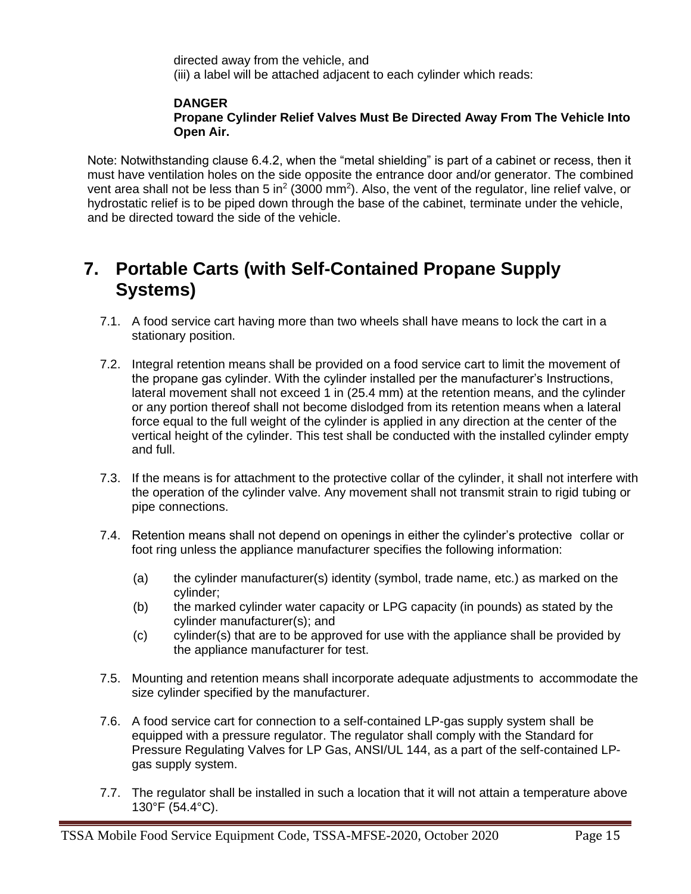directed away from the vehicle, and
(iii) a label will be attached adjacent to each cylinder which reads:

**DANGER**
**Propane Cylinder Relief Valves Must Be Directed Away From The Vehicle Into Open Air.**

Note: Notwithstanding clause 6.4.2, when the "metal shielding" is part of a cabinet or recess, then it must have ventilation holes on the side opposite the entrance door and/or generator. The combined vent area shall not be less than 5 $in^2$ (3000 $mm^2$). Also, the vent of the regulator, line relief valve, or hydrostatic relief is to be piped down through the base of the cabinet, terminate under the vehicle, and be directed toward the side of the vehicle.

## 7. Portable Carts (with Self-Contained Propane Supply Systems)

7.1. A food service cart having more than two wheels shall have means to lock the cart in a stationary position.

7.2. Integral retention means shall be provided on a food service cart to limit the movement of the propane gas cylinder. With the cylinder installed per the manufacturer's Instructions, lateral movement shall not exceed 1 in (25.4 mm) at the retention means, and the cylinder or any portion thereof shall not become dislodged from its retention means when a lateral force equal to the full weight of the cylinder is applied in any direction at the center of the vertical height of the cylinder. This test shall be conducted with the installed cylinder empty and full.

7.3. If the means is for attachment to the protective collar of the cylinder, it shall not interfere with the operation of the cylinder valve. Any movement shall not transmit strain to rigid tubing or pipe connections.

7.4. Retention means shall not depend on openings in either the cylinder's protective collar or foot ring unless the appliance manufacturer specifies the following information:

(a) the cylinder manufacturer(s) identity (symbol, trade name, etc.) as marked on the cylinder;
(b) the marked cylinder water capacity or LPG capacity (in pounds) as stated by the cylinder manufacturer(s); and
(c) cylinder(s) that are to be approved for use with the appliance shall be provided by the appliance manufacturer for test.

7.5. Mounting and retention means shall incorporate adequate adjustments to accommodate the size cylinder specified by the manufacturer.

7.6. A food service cart for connection to a self-contained LP-gas supply system shall be equipped with a pressure regulator. The regulator shall comply with the Standard for Pressure Regulating Valves for LP Gas, ANSI/UL 144, as a part of the self-contained LP-gas supply system.

7.7. The regulator shall be installed in such a location that it will not attain a temperature above 130°F (54.4°C).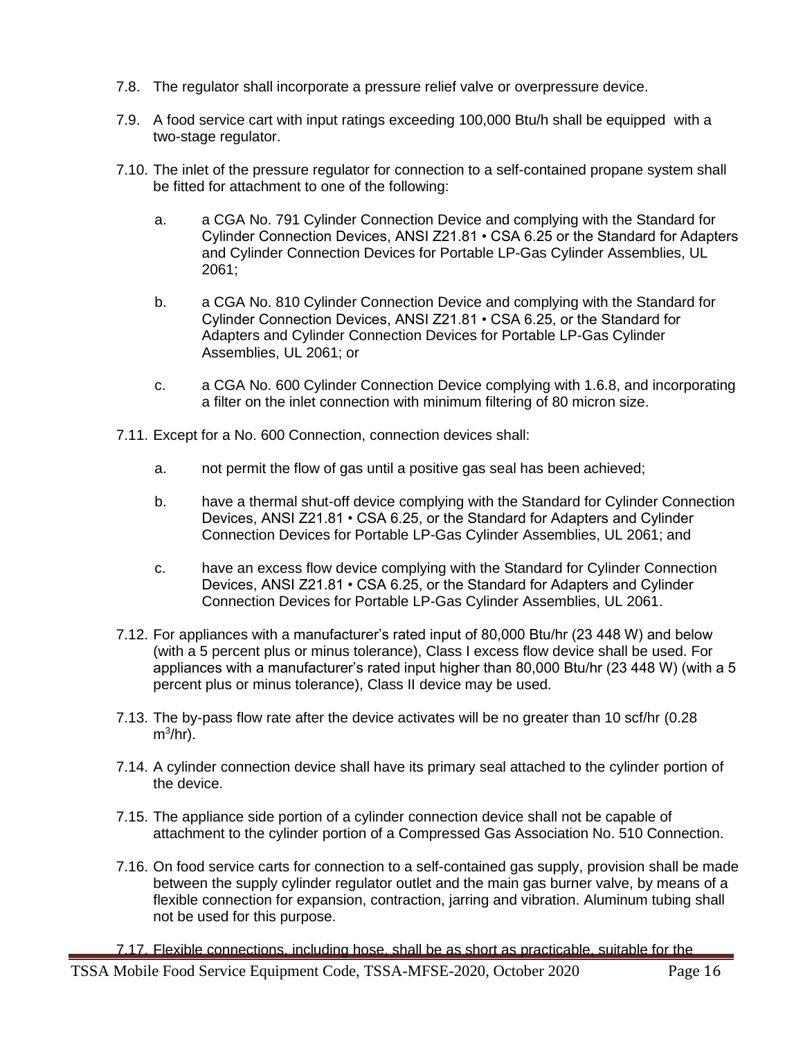7.8. The regulator shall incorporate a pressure relief valve or overpressure device.

7.9. A food service cart with input ratings exceeding 100,000 Btu/h shall be equipped with a two-stage regulator.

7.10. The inlet of the pressure regulator for connection to a self-contained propane system shall be fitted for attachment to one of the following:

   a. a CGA No. 791 Cylinder Connection Device and complying with the Standard for Cylinder Connection Devices, ANSI Z21.81 • CSA 6.25 or the Standard for Adapters and Cylinder Connection Devices for Portable LP-Gas Cylinder Assemblies, UL 2061;

   b. a CGA No. 810 Cylinder Connection Device and complying with the Standard for Cylinder Connection Devices, ANSI Z21.81 • CSA 6.25, or the Standard for Adapters and Cylinder Connection Devices for Portable LP-Gas Cylinder Assemblies, UL 2061; or

   c. a CGA No. 600 Cylinder Connection Device complying with 1.6.8, and incorporating a filter on the inlet connection with minimum filtering of 80 micron size.

7.11. Except for a No. 600 Connection, connection devices shall:

   a. not permit the flow of gas until a positive gas seal has been achieved;

   b. have a thermal shut-off device complying with the Standard for Cylinder Connection Devices, ANSI Z21.81 • CSA 6.25, or the Standard for Adapters and Cylinder Connection Devices for Portable LP-Gas Cylinder Assemblies, UL 2061; and

   c. have an excess flow device complying with the Standard for Cylinder Connection Devices, ANSI Z21.81 • CSA 6.25, or the Standard for Adapters and Cylinder Connection Devices for Portable LP-Gas Cylinder Assemblies, UL 2061.

7.12. For appliances with a manufacturer's rated input of 80,000 Btu/hr (23 448 W) and below (with a 5 percent plus or minus tolerance), Class I excess flow device shall be used. For appliances with a manufacturer's rated input higher than 80,000 Btu/hr (23 448 W) (with a 5 percent plus or minus tolerance), Class II device may be used.

7.13. The by-pass flow rate after the device activates will be no greater than 10 scf/hr (0.28 $m^3$/hr).

7.14. A cylinder connection device shall have its primary seal attached to the cylinder portion of the device.

7.15. The appliance side portion of a cylinder connection device shall not be capable of attachment to the cylinder portion of a Compressed Gas Association No. 510 Connection.

7.16. On food service carts for connection to a self-contained gas supply, provision shall be made between the supply cylinder regulator outlet and the main gas burner valve, by means of a flexible connection for expansion, contraction, jarring and vibration. Aluminum tubing shall not be used for this purpose.

7.17. Flexible connections, including hose, shall be as short as practicable, suitable for the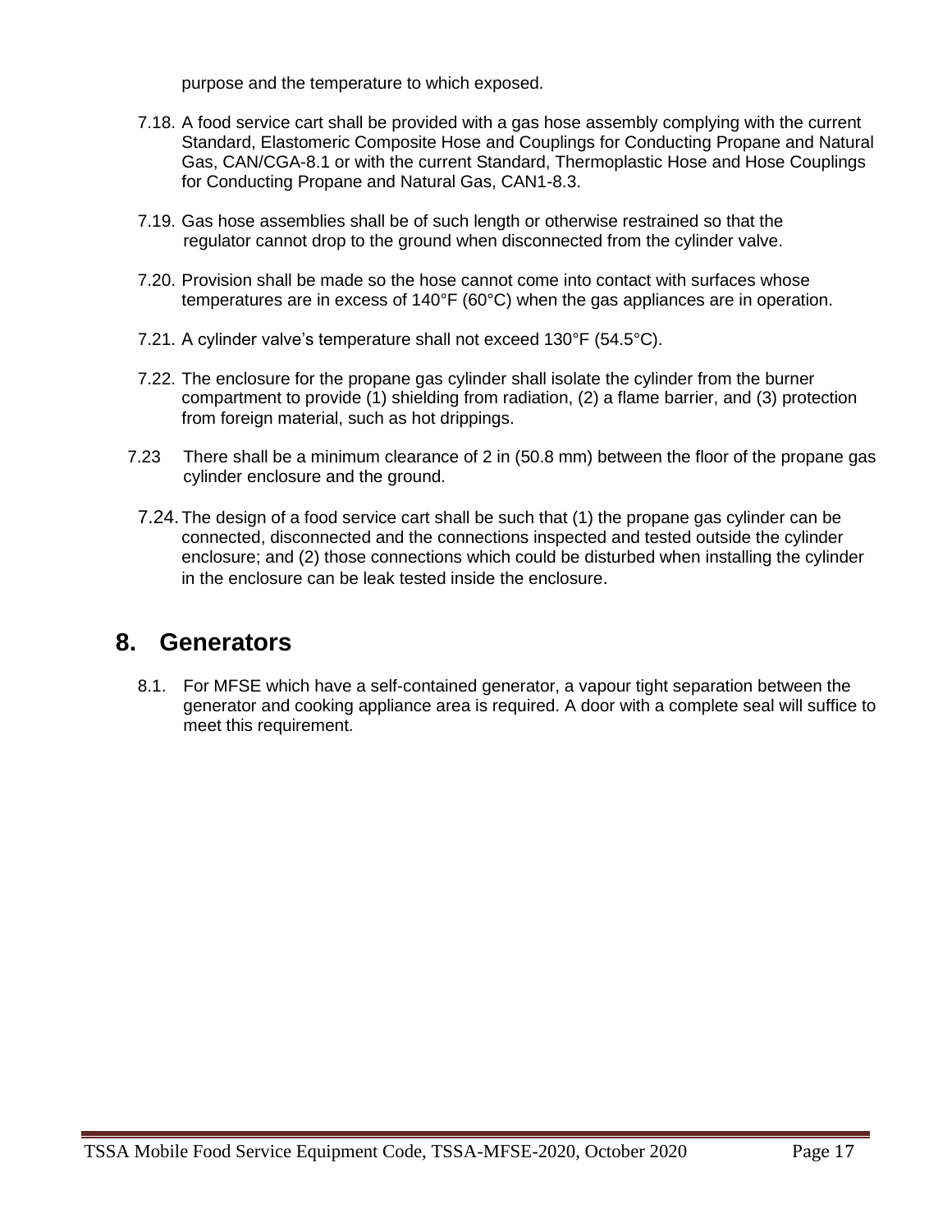purpose and the temperature to which exposed.

7.18. A food service cart shall be provided with a gas hose assembly complying with the current Standard, Elastomeric Composite Hose and Couplings for Conducting Propane and Natural Gas, CAN/CGA-8.1 or with the current Standard, Thermoplastic Hose and Hose Couplings for Conducting Propane and Natural Gas, CAN1-8.3.

7.19. Gas hose assemblies shall be of such length or otherwise restrained so that the regulator cannot drop to the ground when disconnected from the cylinder valve.

7.20. Provision shall be made so the hose cannot come into contact with surfaces whose temperatures are in excess of 140°F (60°C) when the gas appliances are in operation.

7.21. A cylinder valve's temperature shall not exceed 130°F (54.5°C).

7.22. The enclosure for the propane gas cylinder shall isolate the cylinder from the burner compartment to provide (1) shielding from radiation, (2) a flame barrier, and (3) protection from foreign material, such as hot drippings.

7.23 There shall be a minimum clearance of 2 in (50.8 mm) between the floor of the propane gas cylinder enclosure and the ground.

7.24. The design of a food service cart shall be such that (1) the propane gas cylinder can be connected, disconnected and the connections inspected and tested outside the cylinder enclosure; and (2) those connections which could be disturbed when installing the cylinder in the enclosure can be leak tested inside the enclosure.

# 8. Generators

8.1. For MFSE which have a self-contained generator, a vapour tight separation between the generator and cooking appliance area is required. A door with a complete seal will suffice to meet this requirement.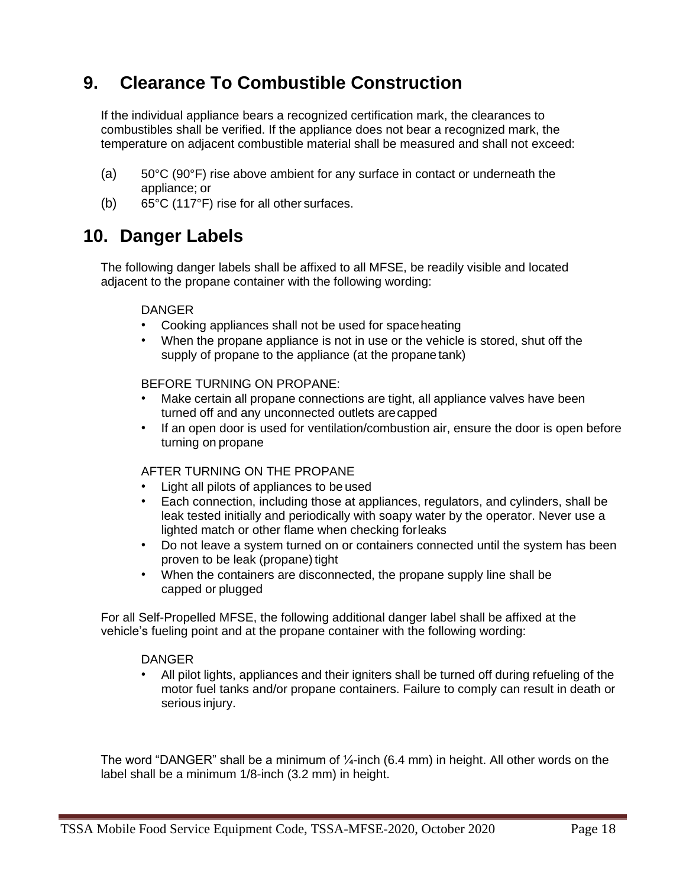## 9. Clearance To Combustible Construction

If the individual appliance bears a recognized certification mark, the clearances to combustibles shall be verified. If the appliance does not bear a recognized mark, the temperature on adjacent combustible material shall be measured and shall not exceed:

(a) 50°C (90°F) rise above ambient for any surface in contact or underneath the appliance; or

(b) 65°C (117°F) rise for all other surfaces.

## 10. Danger Labels

The following danger labels shall be affixed to all MFSE, be readily visible and located adjacent to the propane container with the following wording:

DANGER

- Cooking appliances shall not be used for space heating
- When the propane appliance is not in use or the vehicle is stored, shut off the supply of propane to the appliance (at the propane tank)

BEFORE TURNING ON PROPANE:

- Make certain all propane connections are tight, all appliance valves have been turned off and any unconnected outlets are capped
- If an open door is used for ventilation/combustion air, ensure the door is open before turning on propane

AFTER TURNING ON THE PROPANE

- Light all pilots of appliances to be used
- Each connection, including those at appliances, regulators, and cylinders, shall be leak tested initially and periodically with soapy water by the operator. Never use a lighted match or other flame when checking for leaks
- Do not leave a system turned on or containers connected until the system has been proven to be leak (propane) tight
- When the containers are disconnected, the propane supply line shall be capped or plugged

For all Self-Propelled MFSE, the following additional danger label shall be affixed at the vehicle's fueling point and at the propane container with the following wording:

DANGER

- All pilot lights, appliances and their igniters shall be turned off during refueling of the motor fuel tanks and/or propane containers. Failure to comply can result in death or serious injury.

The word "DANGER" shall be a minimum of ¼-inch (6.4 mm) in height. All other words on the label shall be a minimum 1/8-inch (3.2 mm) in height.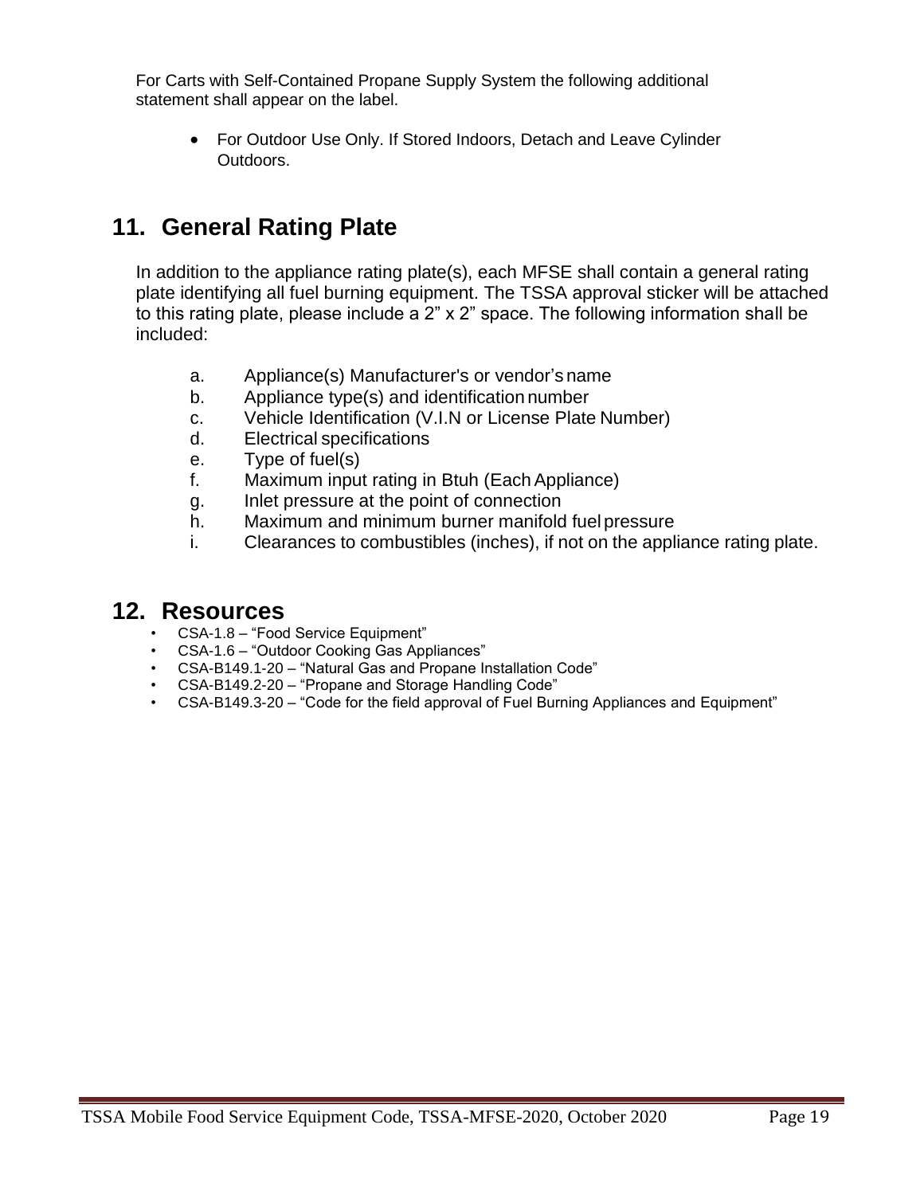For Carts with Self-Contained Propane Supply System the following additional statement shall appear on the label.

- For Outdoor Use Only. If Stored Indoors, Detach and Leave Cylinder Outdoors.

## 11. General Rating Plate

In addition to the appliance rating plate(s), each MFSE shall contain a general rating plate identifying all fuel burning equipment. The TSSA approval sticker will be attached to this rating plate, please include a 2" x 2" space. The following information shall be included:

a. Appliance(s) Manufacturer's or vendor's name
b. Appliance type(s) and identification number
c. Vehicle Identification (V.I.N or License Plate Number)
d. Electrical specifications
e. Type of fuel(s)
f. Maximum input rating in Btuh (Each Appliance)
g. Inlet pressure at the point of connection
h. Maximum and minimum burner manifold fuel pressure
i. Clearances to combustibles (inches), if not on the appliance rating plate.

## 12. Resources

- CSA-1.8 – "Food Service Equipment"
- CSA-1.6 – "Outdoor Cooking Gas Appliances"
- CSA-B149.1-20 – "Natural Gas and Propane Installation Code"
- CSA-B149.2-20 – "Propane and Storage Handling Code"
- CSA-B149.3-20 – "Code for the field approval of Fuel Burning Appliances and Equipment"